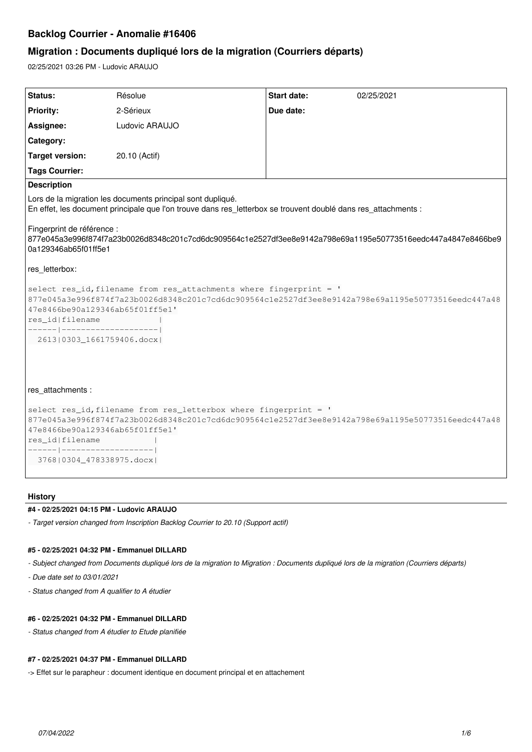# Backlog Courrier - Anomalie #16406

## Migration : Documents dupliqué lors de la migration (Courriers départs)

02/25/2021 03:26 PM - Ludovic ARAUJO

| Status: | Résolue | Start date: | 02/25/2021 |
|---|---|---|---|
| Priority: | 2-Sérieux | Due date: | |
| Assignee: | Ludovic ARAUJO | | |
| Category: | | | |
| Target version: | 20.10 (Actif) | | |
| Tags Courrier: | | | |

**Description**

Lors de la migration les documents principal sont dupliqué.
En effet, les document principale que l'on trouve dans res_letterbox se trouvent doublé dans res_attachments :

Fingerprint de référence :
877e045a3e996f874f7a23b0026d8348c201c7cd6dc909564c1e2527df3ee8e9142a798e69a1195e50773516eedc447a4847e8466be90a129346ab65f01ff5e1

res_letterbox:

```
select res_id,filename from res_attachments where fingerprint = '
877e045a3e996f874f7a23b0026d8348c201c7cd6dc909564c1e2527df3ee8e9142a798e69a1195e50773516eedc447a48
47e8466be90a129346ab65f01ff5e1'
res_id|filename            |
------|--------------------|
  2613|0303_1661759406.docx|
```

res_attachments :

```
select res_id,filename from res_letterbox where fingerprint = '
877e045a3e996f874f7a23b0026d8348c201c7cd6dc909564c1e2527df3ee8e9142a798e69a1195e50773516eedc447a48
47e8466be90a129346ab65f01ff5e1'
res_id|filename           |
------|-------------------|
  3768|0304_478338975.docx|
```

### History

#### #4 - 02/25/2021 04:15 PM - Ludovic ARAUJO

*- Target version changed from Inscription Backlog Courrier to 20.10 (Support actif)*

#### #5 - 02/25/2021 04:32 PM - Emmanuel DILLARD

*- Subject changed from Documents dupliqué lors de la migration to Migration : Documents dupliqué lors de la migration (Courriers départs)*

*- Due date set to 03/01/2021*

*- Status changed from A qualifier to A étudier*

#### #6 - 02/25/2021 04:32 PM - Emmanuel DILLARD

*- Status changed from A étudier to Etude planifiée*

#### #7 - 02/25/2021 04:37 PM - Emmanuel DILLARD

-> Effet sur le parapheur : document identique en document principal et en attachement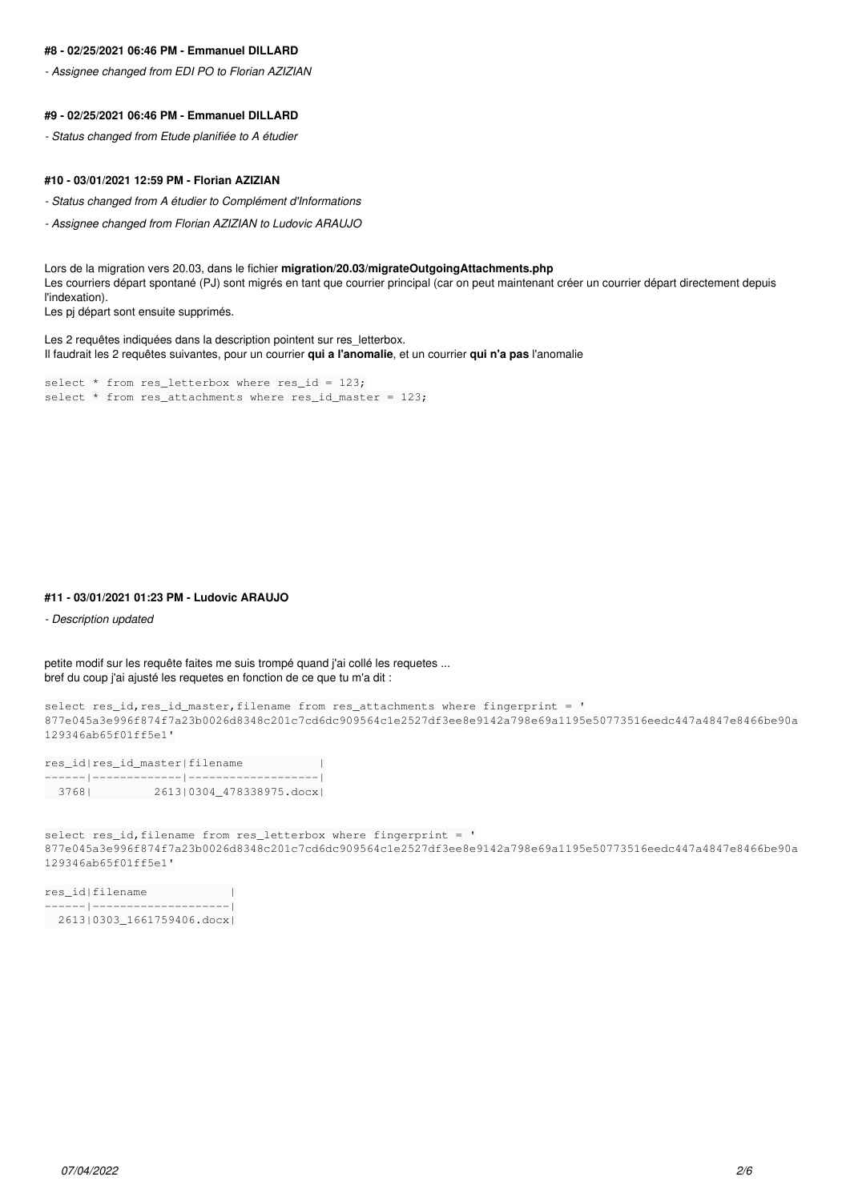#### #8 - 02/25/2021 06:46 PM - Emmanuel DILLARD

*- Assignee changed from EDI PO to Florian AZIZIAN*

#### #9 - 02/25/2021 06:46 PM - Emmanuel DILLARD

*- Status changed from Etude planifiée to A étudier*

#### #10 - 03/01/2021 12:59 PM - Florian AZIZIAN

*- Status changed from A étudier to Complément d'Informations*

*- Assignee changed from Florian AZIZIAN to Ludovic ARAUJO*

Lors de la migration vers 20.03, dans le fichier **migration/20.03/migrateOutgoingAttachments.php**
Les courriers départ spontané (PJ) sont migrés en tant que courrier principal (car on peut maintenant créer un courrier départ directement depuis l'indexation).
Les pj départ sont ensuite supprimés.

Les 2 requêtes indiquées dans la description pointent sur res_letterbox.
Il faudrait les 2 requêtes suivantes, pour un courrier **qui a l'anomalie**, et un courrier **qui n'a pas** l'anomalie

```
select * from res_letterbox where res_id = 123;
select * from res_attachments where res_id_master = 123;
```

#### #11 - 03/01/2021 01:23 PM - Ludovic ARAUJO

*- Description updated*

petite modif sur les requête faites me suis trompé quand j'ai collé les requetes ...
bref du coup j'ai ajusté les requetes en fonction de ce que tu m'a dit :

```
select res_id,res_id_master,filename from res_attachments where fingerprint = '
877e045a3e996f874f7a23b0026d8348c201c7cd6dc909564c1e2527df3ee8e9142a798e69a1195e50773516eedc447a4847e8466be90a
129346ab65f01ff5e1'
```

```
res_id|res_id_master|filename           |
------|-------------|-------------------|
  3768|         2613|0304_478338975.docx|
```

```
select res_id,filename from res_letterbox where fingerprint = '
877e045a3e996f874f7a23b0026d8348c201c7cd6dc909564c1e2527df3ee8e9142a798e69a1195e50773516eedc447a4847e8466be90a
129346ab65f01ff5e1'
```

```
res_id|filename            |
------|--------------------|
  2613|0303_1661759406.docx|
```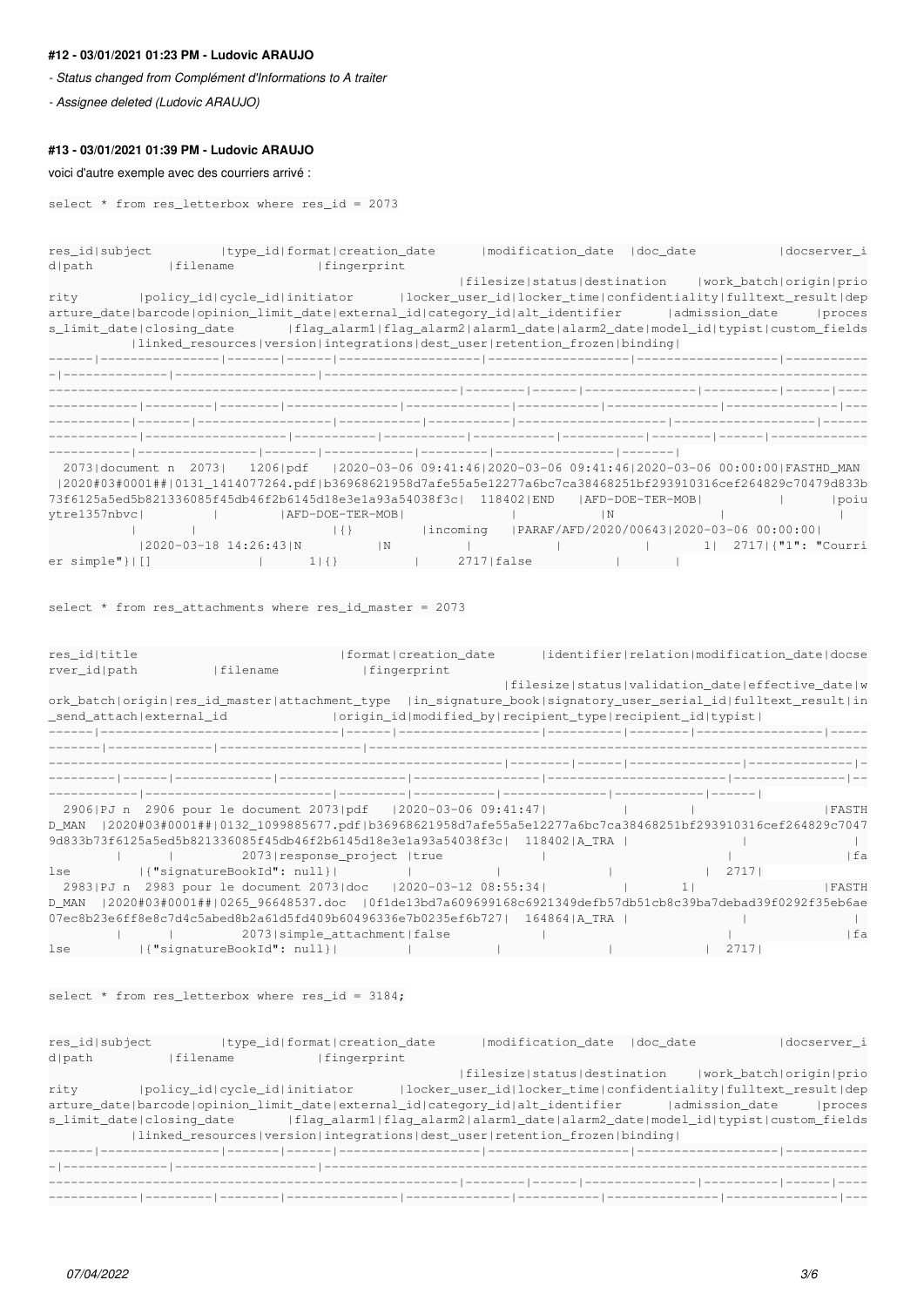#### #12 - 03/01/2021 01:23 PM - Ludovic ARAUJO

*- Status changed from Complément d'Informations to A traiter*

*- Assignee deleted (Ludovic ARAUJO)*

#### #13 - 03/01/2021 01:39 PM - Ludovic ARAUJO

voici d'autre exemple avec des courriers arrivé :

```
select * from res_letterbox where res_id = 2073
```

```
res_id|subject         |type_id|format|creation_date      |modification_date  |doc_date           |docserver_i
d|path          |filename          |fingerprint
                                                               |filesize|status|destination    |work_batch|origin|prio
rity        |policy_id|cycle_id|initiator      |locker_user_id|locker_time|confidentiality|fulltext_result|dep
arture_date|barcode|opinion_limit_date|external_id|category_id|alt_identifier      |admission_date     |proces
s_limit_date|closing_date       |flag_alarm1|flag_alarm2|alarm1_date|alarm2_date|model_id|typist|custom_fields
          |linked_resources|version|integrations|dest_user|retention_frozen|binding|
------|----------------|-------|------|-------------------|-------------------|-------------------|-----------
-|--------------|------------------|-----------------------------------------------------------------------------
--------------------------------------------------------|--------|------|---------------|----------|------|----
------------|---------|--------|---------------|--------------|-----------|---------------|---------------|---
-----------|-------|------------------|-----------|-----------|--------------------|-------------------|------
------------|-------------------|-----------|-----------|-----------|-----------|--------|------|------------
-----------|----------------|-------|------------|---------|----------------|-------|
  2073|document n  2073|   1206|pdf   |2020-03-06 09:41:46|2020-03-06 09:41:46|2020-03-06 00:00:00|FASTHD_MAN
 |2020#03#0001##|0131_1414077264.pdf|b36968621958d7afe55a5e12277a6bc7ca38468251bf293910316cef264829c70479d833b
73f6125a5ed5b821336085f45db46f2b6145d18e3e1a93a54038f3c|  118402|END   |AFD-DOE-TER-MOB|          |      |poiu
ytre1357nbvc|         |        |AFD-DOE-TER-MOB|              |           |N              |               |
           |       |                  |{}         |incoming   |PARAF/AFD/2020/00643|2020-03-06 00:00:00|
           |2020-03-18 14:26:43|N          |N          |           |           |       1|  2717|{"1": "Courri
er simple"}|[]              |      1|{}          |     2717|false           |       |
```

```
select * from res_attachments where res_id_master = 2073
```

```
res_id|title                           |format|creation_date      |identifier|relation|modification_date|docse
rver_id|path          |filename           |fingerprint
                                                                           |filesize|status|validation_date|effective_date|w
ork_batch|origin|res_id_master|attachment_type  |in_signature_book|signatory_user_serial_id|fulltext_result|in
_send_attach|external_id             |origin_id|modified_by|recipient_type|recipient_id|typist|
------|--------------------------------|------|-------------------|----------|--------|-----------------|-----
-------|--------------|-------------------|---------------------------------------------------------------------
-------------------------------------------------------------|--------|------|---------------|--------------|-
---------|------|-------------|-----------------|-----------------|------------------------|---------------|--
-----------|------------------------|---------|-----------|--------------|------------|------|
  2906|PJ n  2906 pour le document 2073|pdf   |2020-03-06 09:41:47|          |        |                 |FASTH
D_MAN  |2020#03#0001##|0132_1099885677.pdf|b36968621958d7afe55a5e12277a6bc7ca38468251bf293910316cef264829c7047
9d833b73f6125a5ed5b821336085f45db46f2b6145d18e3e1a93a54038f3c|  118402|A_TRA |               |              |
         |      |         2073|response_project |true             |                        |               |fa
lse         |{"signatureBookId": null}|         |           |              |            |  2717|
  2983|PJ n  2983 pour le document 2073|doc   |2020-03-12 08:55:34|          |       1|                 |FASTH
D_MAN  |2020#03#0001##|0265_96648537.doc  |0f1de13bd7a609699168c6921349defb57db51cb8c39ba7debad39f0292f35eb6ae
07ec8b23e6ff8e8c7d4c5abed8b2a61d5fd409b60496336e7b0235ef6b727|  164864|A_TRA |               |              |
         |      |         2073|simple_attachment|false            |                        |               |fa
lse         |{"signatureBookId": null}|         |           |              |            |  2717|
```

```
select * from res_letterbox where res_id = 3184;
```

```
res_id|subject         |type_id|format|creation_date      |modification_date  |doc_date           |docserver_i
d|path          |filename          |fingerprint
                                                               |filesize|status|destination    |work_batch|origin|prio
rity        |policy_id|cycle_id|initiator      |locker_user_id|locker_time|confidentiality|fulltext_result|dep
arture_date|barcode|opinion_limit_date|external_id|category_id|alt_identifier      |admission_date     |proces
s_limit_date|closing_date       |flag_alarm1|flag_alarm2|alarm1_date|alarm2_date|model_id|typist|custom_fields
          |linked_resources|version|integrations|dest_user|retention_frozen|binding|
------|----------------|-------|------|-------------------|-------------------|-------------------|-----------
-|--------------|------------------|-----------------------------------------------------------------------------
--------------------------------------------------------|--------|------|---------------|----------|------|----
------------|---------|--------|---------------|--------------|-----------|---------------|---------------|---
```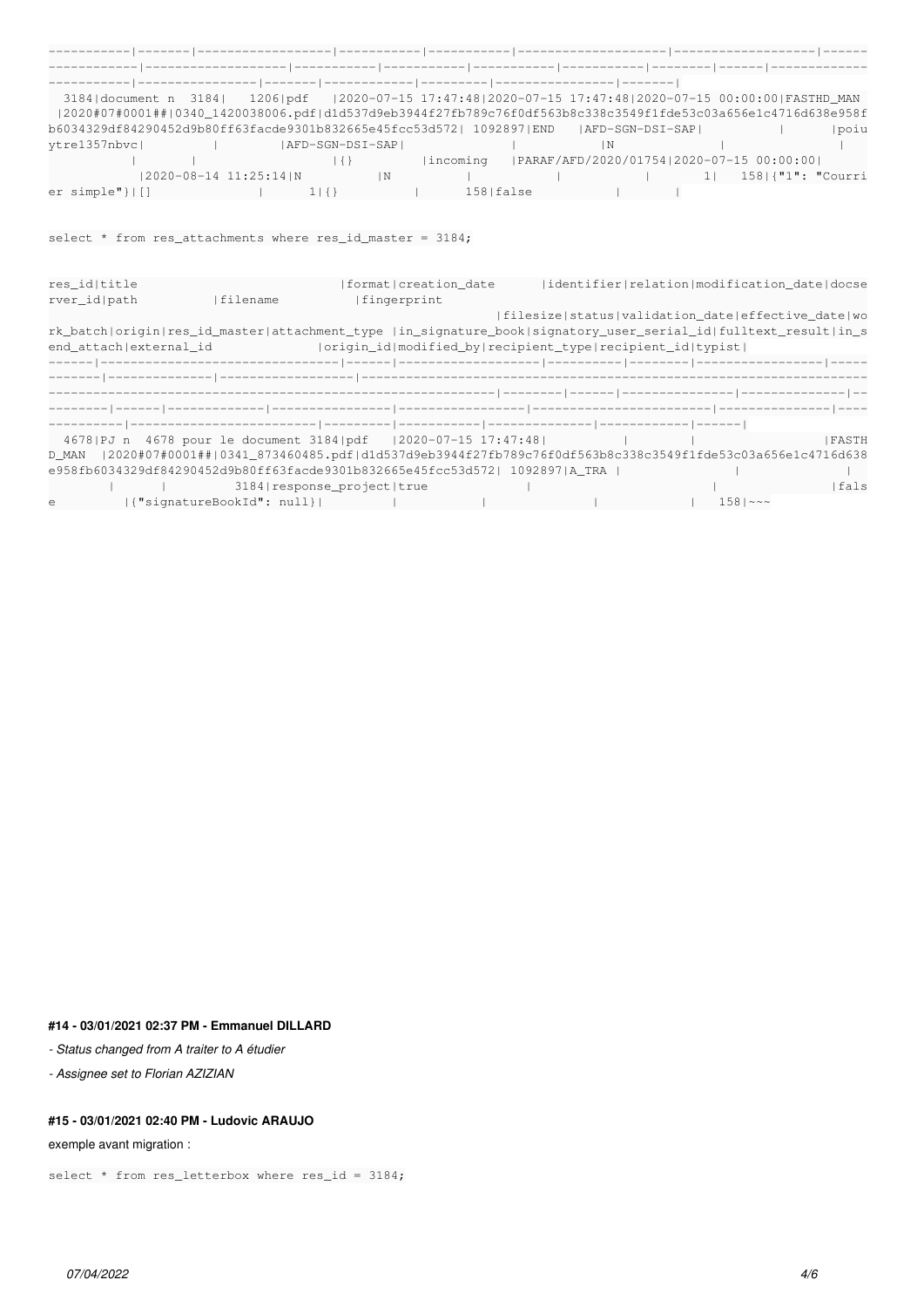```
-----------|-------|------------------|-----------|-----------|--------------------|-------------------|------
------------|-------------------|-----------|-----------|-----------|-----------|--------|------|-------------
-----------|----------------|-------|------------|---------|----------------|-------|
  3184|document n  3184|   1206|pdf   |2020-07-15 17:47:48|2020-07-15 17:47:48|2020-07-15 00:00:00|FASTHD_MAN
 |2020#07#0001##|0340_1420038006.pdf|d1d537d9eb3944f27fb789c76f0df563b8c338c3549f1fde53c03a656e1c4716d638e958f
b6034329df84290452d9b80ff63facde9301b832665e45fcc53d572| 1092897|END   |AFD-SGN-DSI-SAP|           |      |poiu
ytre1357nbvc|         |         |AFD-SGN-DSI-SAP|              |           |N           |             |
           |         |                  |{}         |incoming   |PARAF/AFD/2020/01754|2020-07-15 00:00:00|
           |2020-08-14 11:25:14|N          |N          |           |           |           |       1|   158|{"1": "Courri
er simple"}|[]              |       1|{}          |        158|false           |       |
```

```
select * from res_attachments where res_id_master = 3184;
```

```
res_id|title                            |format|creation_date      |identifier|relation|modification_date|docse
rver_id|path           |filename           |fingerprint
                                                                 |filesize|status|validation_date|effective_date|wo
rk_batch|origin|res_id_master|attachment_type |in_signature_book|signatory_user_serial_id|fulltext_result|in_s
end_attach|external_id               |origin_id|modified_by|recipient_type|recipient_id|typist|
------|--------------------------------|------|-------------------|----------|--------|-----------------|-----
-------|--------------|-------------------|-----------------------------------------------------------------
--------------------------------------------------------------|--------|------|---------------|--------------|--
--------|------|-------------|----------------|-----------------|------------------------|---------------|----
----------|------------------------|---------|-----------|--------------|------------|------|
  4678|PJ n  4678 pour le document 3184|pdf   |2020-07-15 17:47:48|          |        |                 |FASTH
D_MAN  |2020#07#0001##|0341_873460485.pdf|d1d537d9eb3944f27fb789c76f0df563b8c338c3549f1fde53c03a656e1c4716d638
e958fb6034329df84290452d9b80ff63facde9301b832665e45fcc53d572| 1092897|A_TRA |               |              |
        |      |         3184|response_project|true             |                        |               |fals
e         |{"signatureBookId": null}|         |           |              |            |   158|~~~
```

#### #14 - 03/01/2021 02:37 PM - Emmanuel DILLARD

- *Status changed from A traiter to A étudier*
- *Assignee set to Florian AZIZIAN*

#### #15 - 03/01/2021 02:40 PM - Ludovic ARAUJO

exemple avant migration :

```
select * from res_letterbox where res_id = 3184;
```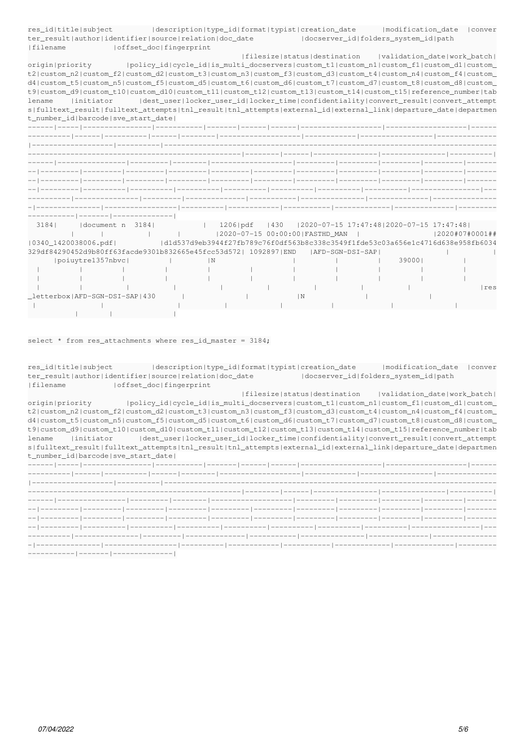```
res_id|title|subject         |description|type_id|format|typist|creation_date       |modification_date  |converter_result|author|identifier|source|relation|doc_date            |docserver_id|folders_system_id|path              |filename           |offset_doc|fingerprint                                                                                                                      |filesize|status|destination    |validation_date|work_batch|origin|priority        |policy_id|cycle_id|is_multi_docservers|custom_t1|custom_n1|custom_f1|custom_d1|custom_t2|custom_n2|custom_f2|custom_d2|custom_t3|custom_n3|custom_f3|custom_d3|custom_t4|custom_n4|custom_f4|custom_d4|custom_t5|custom_n5|custom_f5|custom_d5|custom_t6|custom_d6|custom_t7|custom_d7|custom_t8|custom_d8|custom_t9|custom_d9|custom_t10|custom_d10|custom_t11|custom_t12|custom_t13|custom_t14|custom_t15|reference_number|tablename    |initiator      |dest_user|locker_user_id|locker_time|confidentiality|convert_result|convert_attempts|fulltext_result|fulltext_attempts|tnl_result|tnl_attempts|external_id|external_link|departure_date|department_number_id|barcode|sve_start_date|
------|-----|----------------|-----------|-------|------|------|-------------------|-------------------|----------------|------|----------|------|--------|-------------------|------------|-----------------|------------------|-------------------|----------|----------------------------------------------------------------------------------------------------------------------------------|--------|------|---------------|---------------|----------|------|----------------|---------|--------|-------------------|---------|---------|---------|---------|---------|---------|---------|---------|---------|---------|---------|---------|---------|---------|---------|---------|---------|---------|---------|---------|---------|---------|---------|---------|---------|---------|---------|---------|----------|----------|----------|----------|----------|----------|----------|----------------|-------------|---------------|---------|--------------|-----------|---------------|--------------|----------------|---------------|-----------------|----------|------------|-----------|-------------|--------------|--------------------|-------|--------------|
  3184|     |document n  3184|           |   1206|pdf   |430   |2020-07-15 17:47:48|2020-07-15 17:47:48|                |      |          |      |        |2020-07-15 00:00:00|FASTHD_MAN  |                 |2020#07#0001##|0340_1420038006.pdf|          |d1d537d9eb3944f27fb789c76f0df563b8c338c3549f1fde53c03a656e1c4716d638e958fb6034329df84290452d9b80ff63facde9301b832665e45fcc53d572| 1092897|END   |AFD-SGN-DSI-SAP|               |          |      |poiuytre1357nbvc|         |        |N                  |         |         |         |    39000|         |         |         |         |         |         |         |         |         |         |         |         |         |         |         |         |         |         |         |         |         |         |         |         |          |          |          |          |          |          |          |                |res_letterbox|AFD-SGN-DSI-SAP|430      |              |           |N              |              |                |               |                 |          |            |           |             |              |                    |       |              |
```

```
select * from res_attachments where res_id_master = 3184;
```

```
res_id|title|subject         |description|type_id|format|typist|creation_date       |modification_date  |converter_result|author|identifier|source|relation|doc_date            |docserver_id|folders_system_id|path              |filename           |offset_doc|fingerprint                                                                                                                      |filesize|status|destination    |validation_date|work_batch|origin|priority        |policy_id|cycle_id|is_multi_docservers|custom_t1|custom_n1|custom_f1|custom_d1|custom_t2|custom_n2|custom_f2|custom_d2|custom_t3|custom_n3|custom_f3|custom_d3|custom_t4|custom_n4|custom_f4|custom_d4|custom_t5|custom_n5|custom_f5|custom_d5|custom_t6|custom_d6|custom_t7|custom_d7|custom_t8|custom_d8|custom_t9|custom_d9|custom_t10|custom_d10|custom_t11|custom_t12|custom_t13|custom_t14|custom_t15|reference_number|tablename    |initiator      |dest_user|locker_user_id|locker_time|confidentiality|convert_result|convert_attempts|fulltext_result|fulltext_attempts|tnl_result|tnl_attempts|external_id|external_link|departure_date|department_number_id|barcode|sve_start_date|
------|-----|----------------|-----------|-------|------|------|-------------------|-------------------|----------------|------|----------|------|--------|-------------------|------------|-----------------|------------------|-------------------|----------|----------------------------------------------------------------------------------------------------------------------------------|--------|------|---------------|---------------|----------|------|----------------|---------|--------|-------------------|---------|---------|---------|---------|---------|---------|---------|---------|---------|---------|---------|---------|---------|---------|---------|---------|---------|---------|---------|---------|---------|---------|---------|---------|---------|---------|---------|---------|----------|----------|----------|----------|----------|----------|----------|----------------|-------------|---------------|---------|--------------|-----------|---------------|--------------|----------------|---------------|-----------------|----------|------------|-----------|-------------|--------------|--------------------|-------|--------------|
```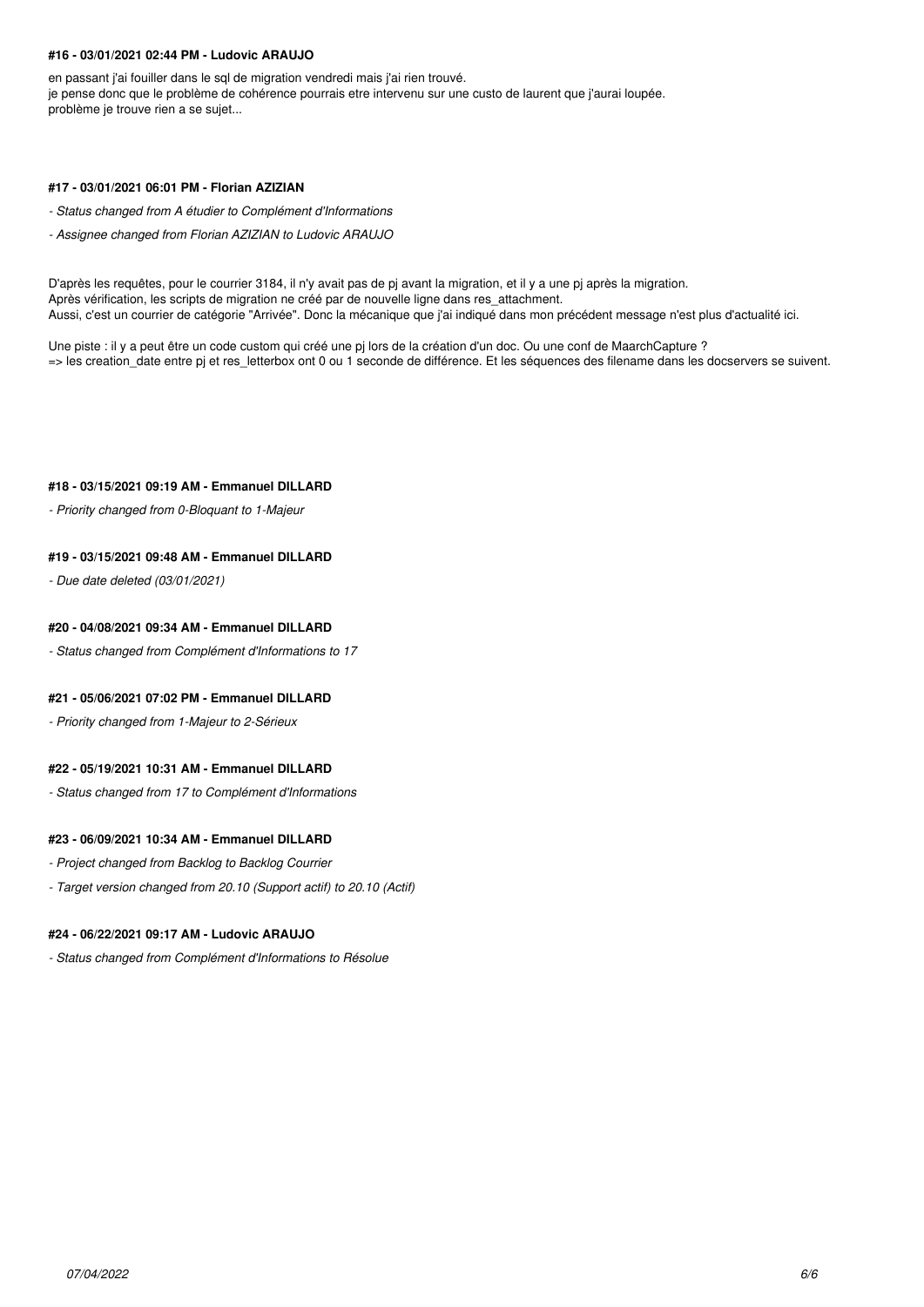#### #16 - 03/01/2021 02:44 PM - Ludovic ARAUJO

en passant j'ai fouiller dans le sql de migration vendredi mais j'ai rien trouvé.
je pense donc que le problème de cohérence pourrais etre intervenu sur une custo de laurent que j'aurai loupée.
problème je trouve rien a se sujet...

#### #17 - 03/01/2021 06:01 PM - Florian AZIZIAN

- *Status changed from A étudier to Complément d'Informations*
- *Assignee changed from Florian AZIZIAN to Ludovic ARAUJO*

D'après les requêtes, pour le courrier 3184, il n'y avait pas de pj avant la migration, et il y a une pj après la migration.
Après vérification, les scripts de migration ne créé par de nouvelle ligne dans res_attachment.
Aussi, c'est un courrier de catégorie "Arrivée". Donc la mécanique que j'ai indiqué dans mon précédent message n'est plus d'actualité ici.

Une piste : il y a peut être un code custom qui créé une pj lors de la création d'un doc. Ou une conf de MaarchCapture ?
=> les creation_date entre pj et res_letterbox ont 0 ou 1 seconde de différence. Et les séquences des filename dans les docservers se suivent.

#### #18 - 03/15/2021 09:19 AM - Emmanuel DILLARD

- *Priority changed from 0-Bloquant to 1-Majeur*

#### #19 - 03/15/2021 09:48 AM - Emmanuel DILLARD

- *Due date deleted (03/01/2021)*

#### #20 - 04/08/2021 09:34 AM - Emmanuel DILLARD

- *Status changed from Complément d'Informations to 17*

#### #21 - 05/06/2021 07:02 PM - Emmanuel DILLARD

- *Priority changed from 1-Majeur to 2-Sérieux*

#### #22 - 05/19/2021 10:31 AM - Emmanuel DILLARD

- *Status changed from 17 to Complément d'Informations*

#### #23 - 06/09/2021 10:34 AM - Emmanuel DILLARD

- *Project changed from Backlog to Backlog Courrier*
- *Target version changed from 20.10 (Support actif) to 20.10 (Actif)*

#### #24 - 06/22/2021 09:17 AM - Ludovic ARAUJO

- *Status changed from Complément d'Informations to Résolue*